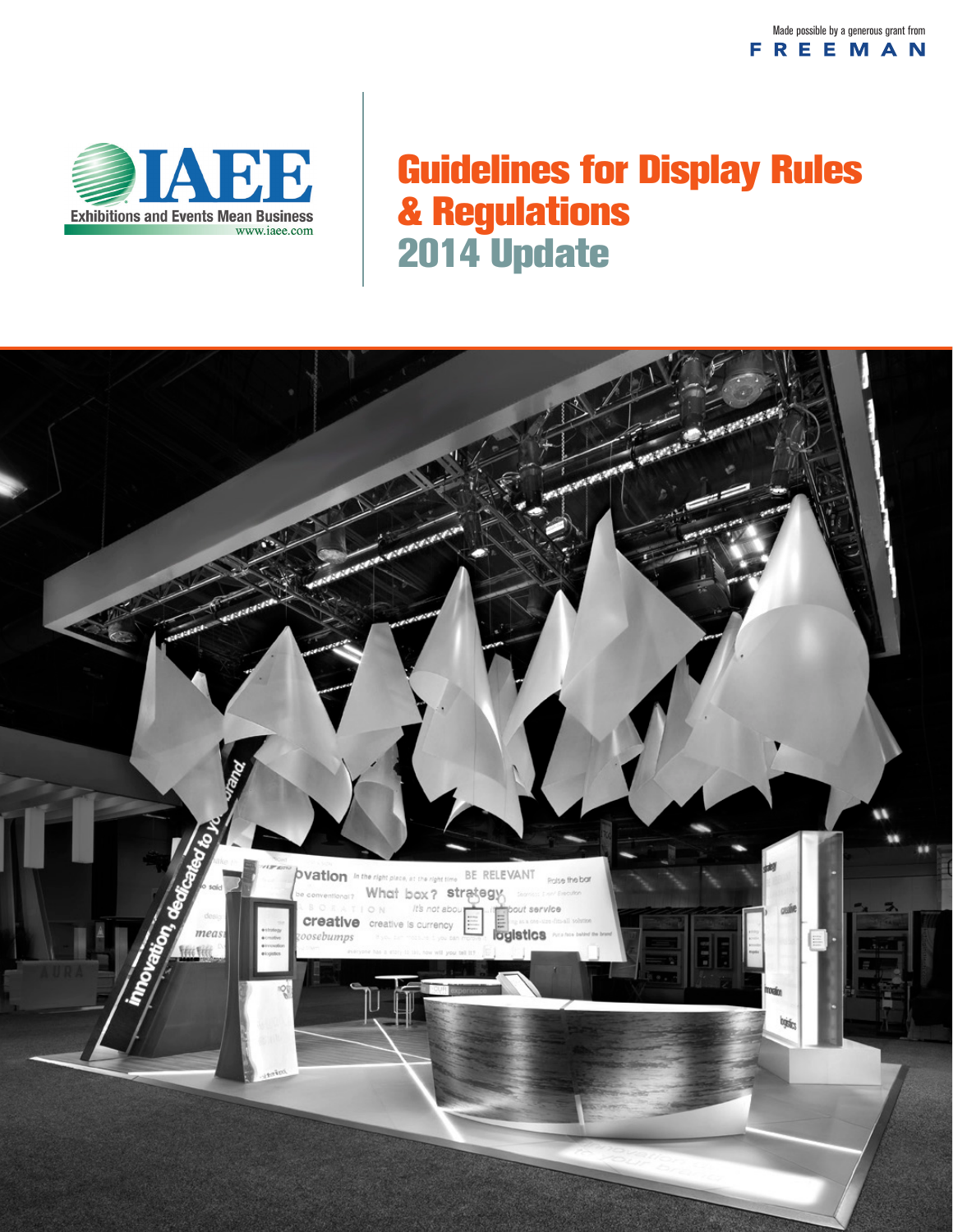Made possible by a generous grant from FREEMAN

IAEE
Exhibitions and Events Mean Business
www.iaee.com

# Guidelines for Display Rules & Regulations

## 2014 Update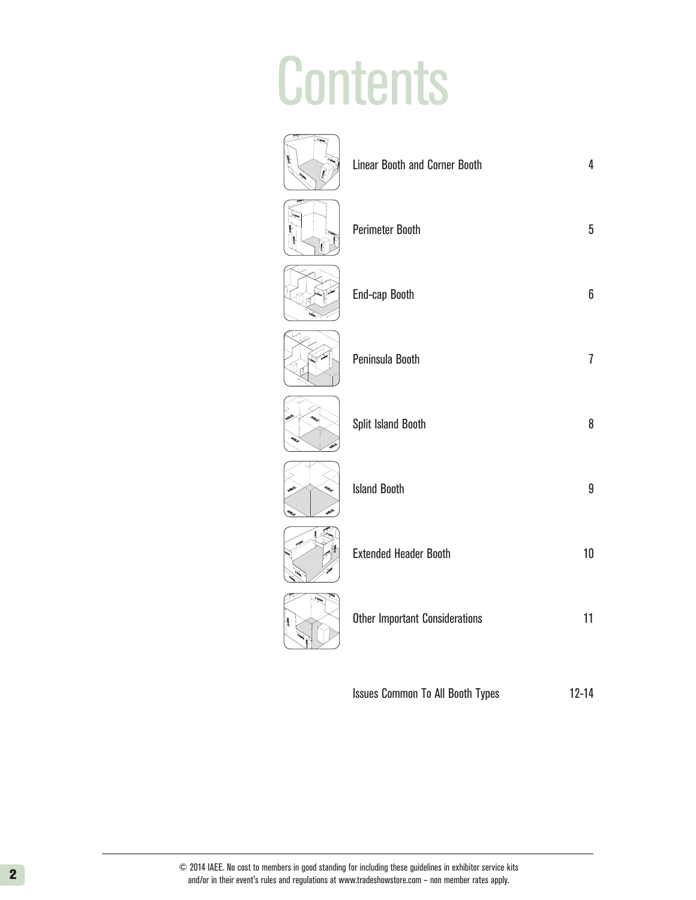# Contents

| | |
|---|---|
| Linear Booth and Corner Booth | 4 |
| Perimeter Booth | 5 |
| End-cap Booth | 6 |
| Peninsula Booth | 7 |
| Split Island Booth | 8 |
| Island Booth | 9 |
| Extended Header Booth | 10 |
| Other Important Considerations | 11 |
| Issues Common To All Booth Types | 12-14 |

© 2014 IAEE. No cost to members in good standing for including these guidelines in exhibitor service kits and/or in their event's rules and regulations at www.tradeshowstore.com – non member rates apply.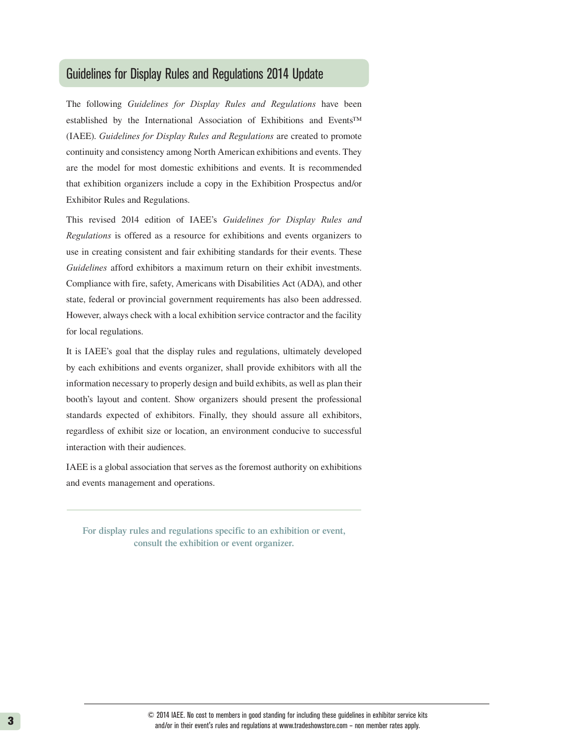## Guidelines for Display Rules and Regulations 2014 Update

The following *Guidelines for Display Rules and Regulations* have been established by the International Association of Exhibitions and Events™ (IAEE). *Guidelines for Display Rules and Regulations* are created to promote continuity and consistency among North American exhibitions and events. They are the model for most domestic exhibitions and events. It is recommended that exhibition organizers include a copy in the Exhibition Prospectus and/or Exhibitor Rules and Regulations.

This revised 2014 edition of IAEE's *Guidelines for Display Rules and Regulations* is offered as a resource for exhibitions and events organizers to use in creating consistent and fair exhibiting standards for their events. These *Guidelines* afford exhibitors a maximum return on their exhibit investments. Compliance with fire, safety, Americans with Disabilities Act (ADA), and other state, federal or provincial government requirements has also been addressed. However, always check with a local exhibition service contractor and the facility for local regulations.

It is IAEE's goal that the display rules and regulations, ultimately developed by each exhibitions and events organizer, shall provide exhibitors with all the information necessary to properly design and build exhibits, as well as plan their booth's layout and content. Show organizers should present the professional standards expected of exhibitors. Finally, they should assure all exhibitors, regardless of exhibit size or location, an environment conducive to successful interaction with their audiences.

IAEE is a global association that serves as the foremost authority on exhibitions and events management and operations.

---

**For display rules and regulations specific to an exhibition or event, consult the exhibition or event organizer.**

© 2014 IAEE. No cost to members in good standing for including these guidelines in exhibitor service kits and/or in their event's rules and regulations at www.tradeshowstore.com – non member rates apply.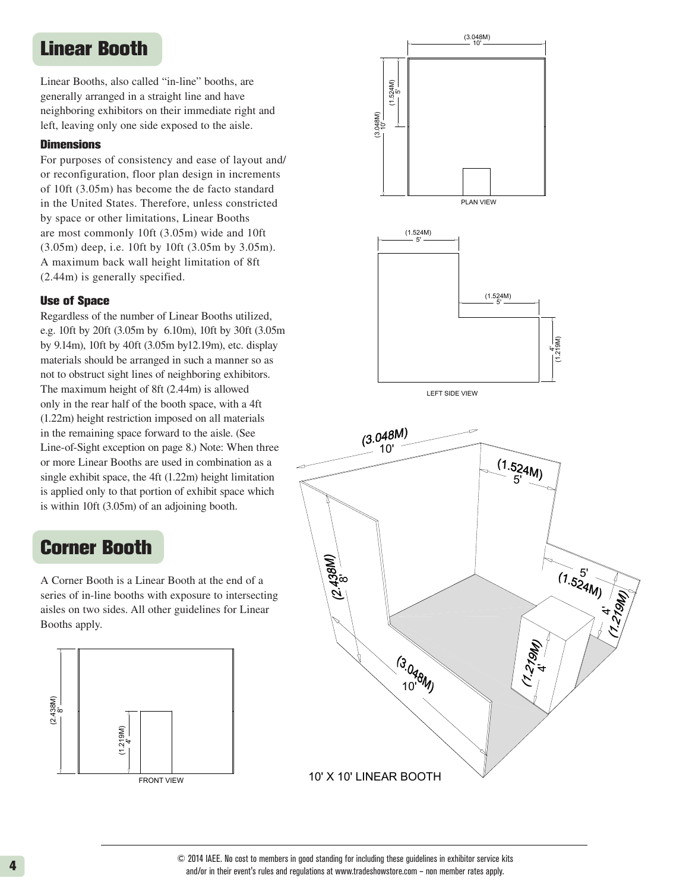## Linear Booth

Linear Booths, also called "in-line" booths, are generally arranged in a straight line and have neighboring exhibitors on their immediate right and left, leaving only one side exposed to the aisle.

### Dimensions

For purposes of consistency and ease of layout and/or reconfiguration, floor plan design in increments of 10ft (3.05m) has become the de facto standard in the United States. Therefore, unless constricted by space or other limitations, Linear Booths are most commonly 10ft (3.05m) wide and 10ft (3.05m) deep, i.e. 10ft by 10ft (3.05m by 3.05m). A maximum back wall height limitation of 8ft (2.44m) is generally specified.

### Use of Space

Regardless of the number of Linear Booths utilized, e.g. 10ft by 20ft (3.05m by 6.10m), 10ft by 30ft (3.05m by 9.14m), 10ft by 40ft (3.05m by12.19m), etc. display materials should be arranged in such a manner so as not to obstruct sight lines of neighboring exhibitors. The maximum height of 8ft (2.44m) is allowed only in the rear half of the booth space, with a 4ft (1.22m) height restriction imposed on all materials in the remaining space forward to the aisle. (See Line-of-Sight exception on page 8.) Note: When three or more Linear Booths are used in combination as a single exhibit space, the 4ft (1.22m) height limitation is applied only to that portion of exhibit space which is within 10ft (3.05m) of an adjoining booth.

## Corner Booth

A Corner Booth is a Linear Booth at the end of a series of in-line booths with exposure to intersecting aisles on two sides. All other guidelines for Linear Booths apply.

PLAN VIEW

LEFT SIDE VIEW

FRONT VIEW

10' X 10' LINEAR BOOTH

© 2014 IAEE. No cost to members in good standing for including these guidelines in exhibitor service kits and/or in their event's rules and regulations at www.tradeshowstore.com – non member rates apply.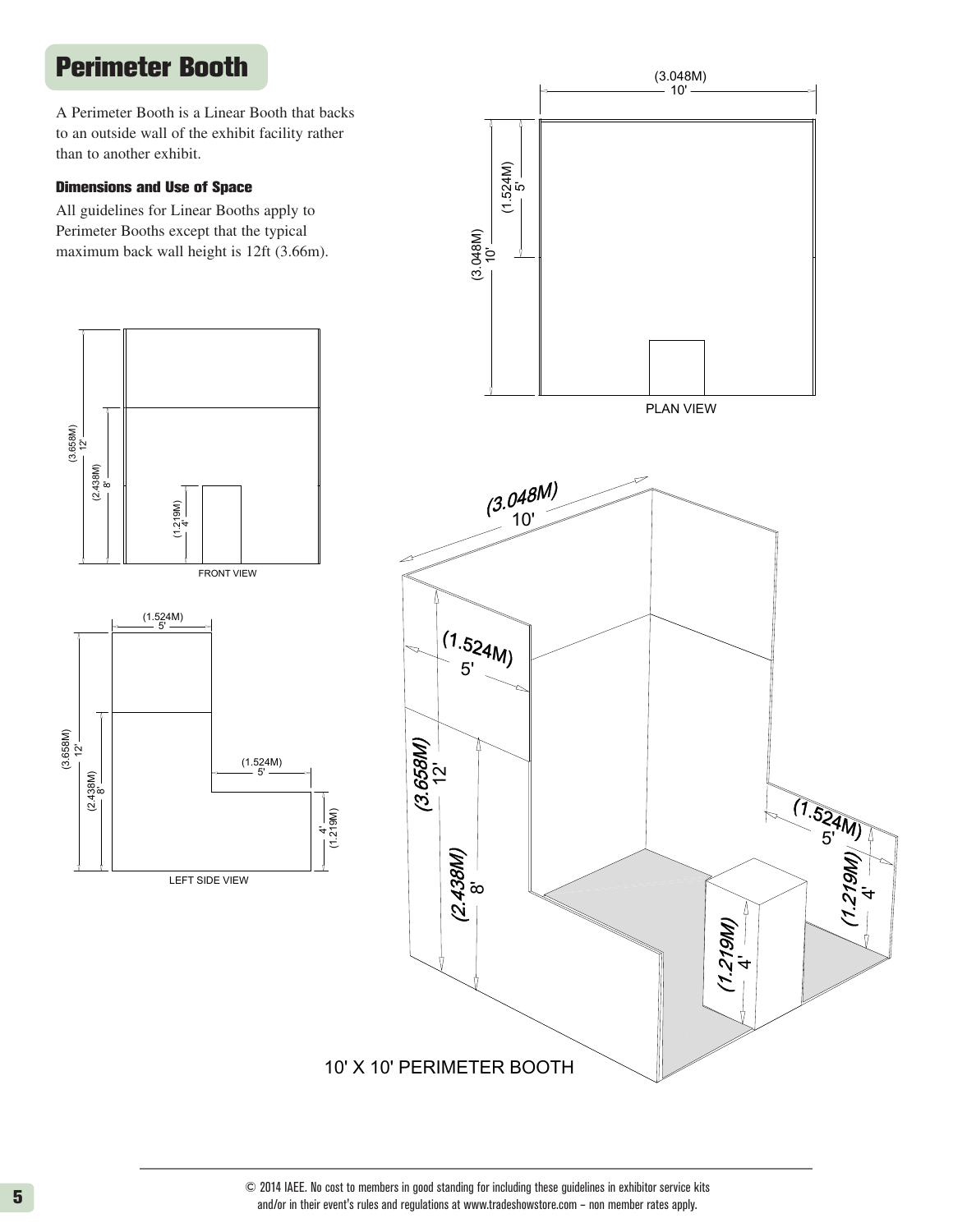## Perimeter Booth

A Perimeter Booth is a Linear Booth that backs to an outside wall of the exhibit facility rather than to another exhibit.

#### Dimensions and Use of Space

All guidelines for Linear Booths apply to Perimeter Booths except that the typical maximum back wall height is 12ft (3.66m).

(3.048M) 10'

(1.524M) 5'

(3.048M) 10'

PLAN VIEW

(3.658M) 12'

(2.438M) 8'

(1.219M) 4'

FRONT VIEW

(1.524M) 5'

(3.658M) 12'

(2.438M) 8'

(1.524M) 5'

4' (1.219M)

LEFT SIDE VIEW

(3.048M) 10'

(1.524M) 5'

(3.658M) 12'

(2.438M) 8'

(1.219M) 4'

(1.524M) 5'

(1.219M) 4'

10' X 10' PERIMETER BOOTH

© 2014 IAEE. No cost to members in good standing for including these guidelines in exhibitor service kits and/or in their event's rules and regulations at www.tradeshowstore.com – non member rates apply.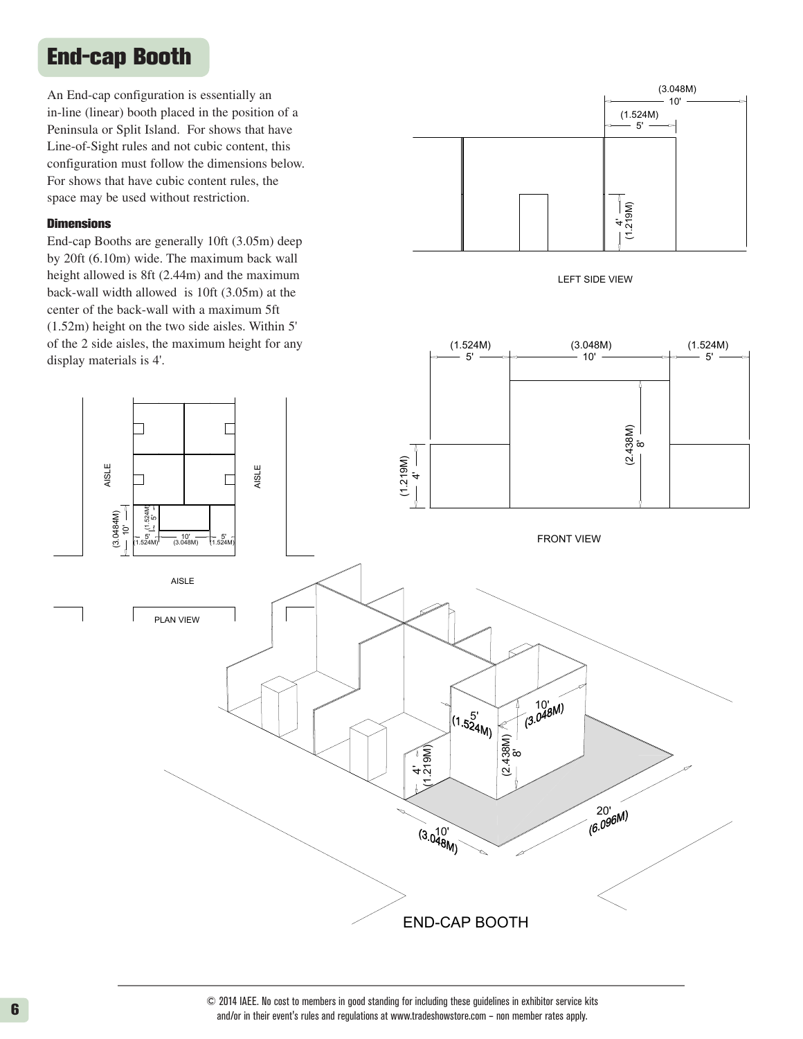# End-cap Booth

An End-cap configuration is essentially an in-line (linear) booth placed in the position of a Peninsula or Split Island. For shows that have Line-of-Sight rules and not cubic content, this configuration must follow the dimensions below. For shows that have cubic content rules, the space may be used without restriction.

### Dimensions

End-cap Booths are generally 10ft (3.05m) deep by 20ft (6.10m) wide. The maximum back wall height allowed is 8ft (2.44m) and the maximum back-wall width allowed is 10ft (3.05m) at the center of the back-wall with a maximum 5ft (1.52m) height on the two side aisles. Within 5' of the 2 side aisles, the maximum height for any display materials is 4'.

LEFT SIDE VIEW

FRONT VIEW

PLAN VIEW

END-CAP BOOTH

© 2014 IAEE. No cost to members in good standing for including these guidelines in exhibitor service kits and/or in their event's rules and regulations at www.tradeshowstore.com – non member rates apply.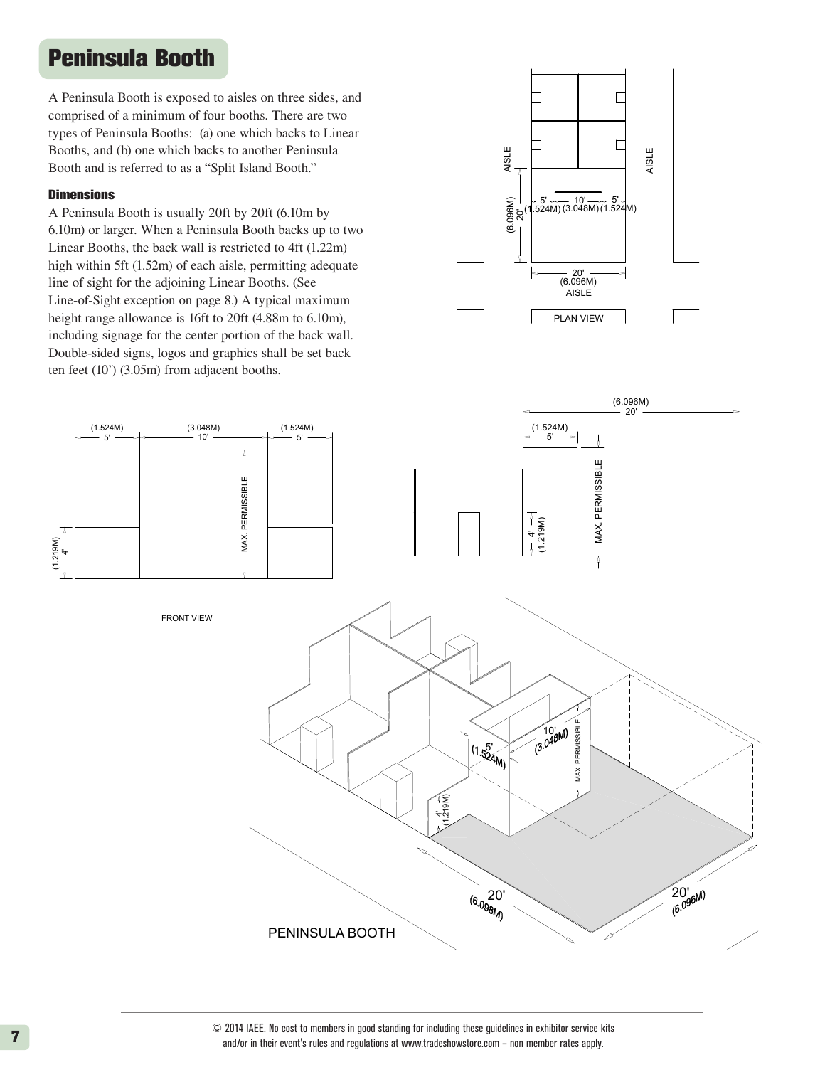# Peninsula Booth

A Peninsula Booth is exposed to aisles on three sides, and comprised of a minimum of four booths. There are two types of Peninsula Booths: (a) one which backs to Linear Booths, and (b) one which backs to another Peninsula Booth and is referred to as a "Split Island Booth."

### Dimensions

A Peninsula Booth is usually 20ft by 20ft (6.10m by 6.10m) or larger. When a Peninsula Booth backs up to two Linear Booths, the back wall is restricted to 4ft (1.22m) high within 5ft (1.52m) of each aisle, permitting adequate line of sight for the adjoining Linear Booths. (See Line-of-Sight exception on page 8.) A typical maximum height range allowance is 16ft to 20ft (4.88m to 6.10m), including signage for the center portion of the back wall. Double-sided signs, logos and graphics shall be set back ten feet (10') (3.05m) from adjacent booths.

PLAN VIEW

FRONT VIEW

PENINSULA BOOTH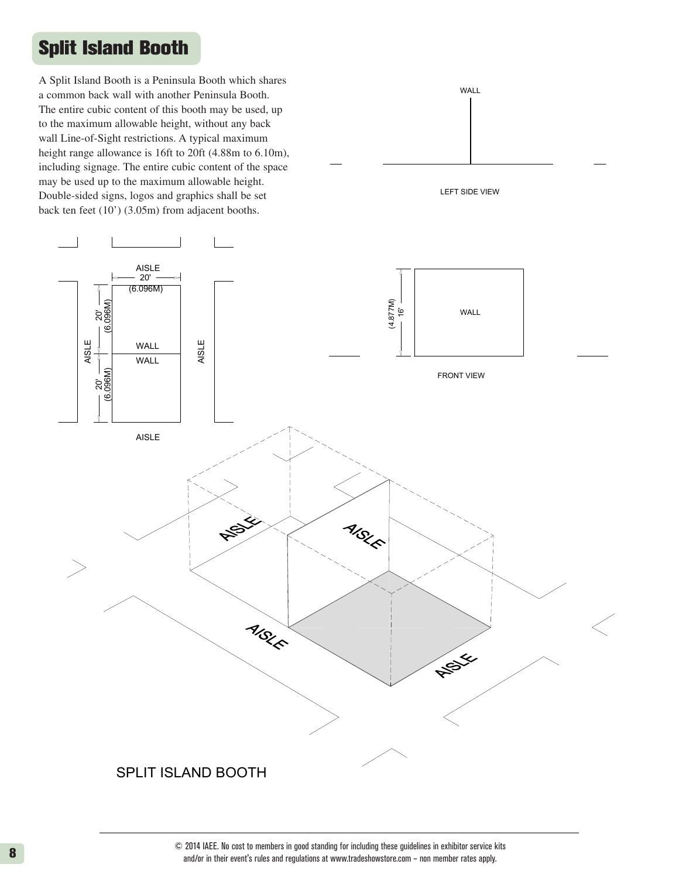# Split Island Booth

A Split Island Booth is a Peninsula Booth which shares a common back wall with another Peninsula Booth. The entire cubic content of this booth may be used, up to the maximum allowable height, without any back wall Line-of-Sight restrictions. A typical maximum height range allowance is 16ft to 20ft (4.88m to 6.10m), including signage. The entire cubic content of the space may be used up to the maximum allowable height. Double-sided signs, logos and graphics shall be set back ten feet (10') (3.05m) from adjacent booths.

WALL

LEFT SIDE VIEW

AISLE

20' (6.096M)

20' (6.096M)

AISLE

WALL

WALL

AISLE

20' (6.096M)

AISLE

(4.877M) 16'

WALL

FRONT VIEW

AISLE

AISLE

AISLE

AISLE

SPLIT ISLAND BOOTH

© 2014 IAEE. No cost to members in good standing for including these guidelines in exhibitor service kits and/or in their event's rules and regulations at www.tradeshowstore.com – non member rates apply.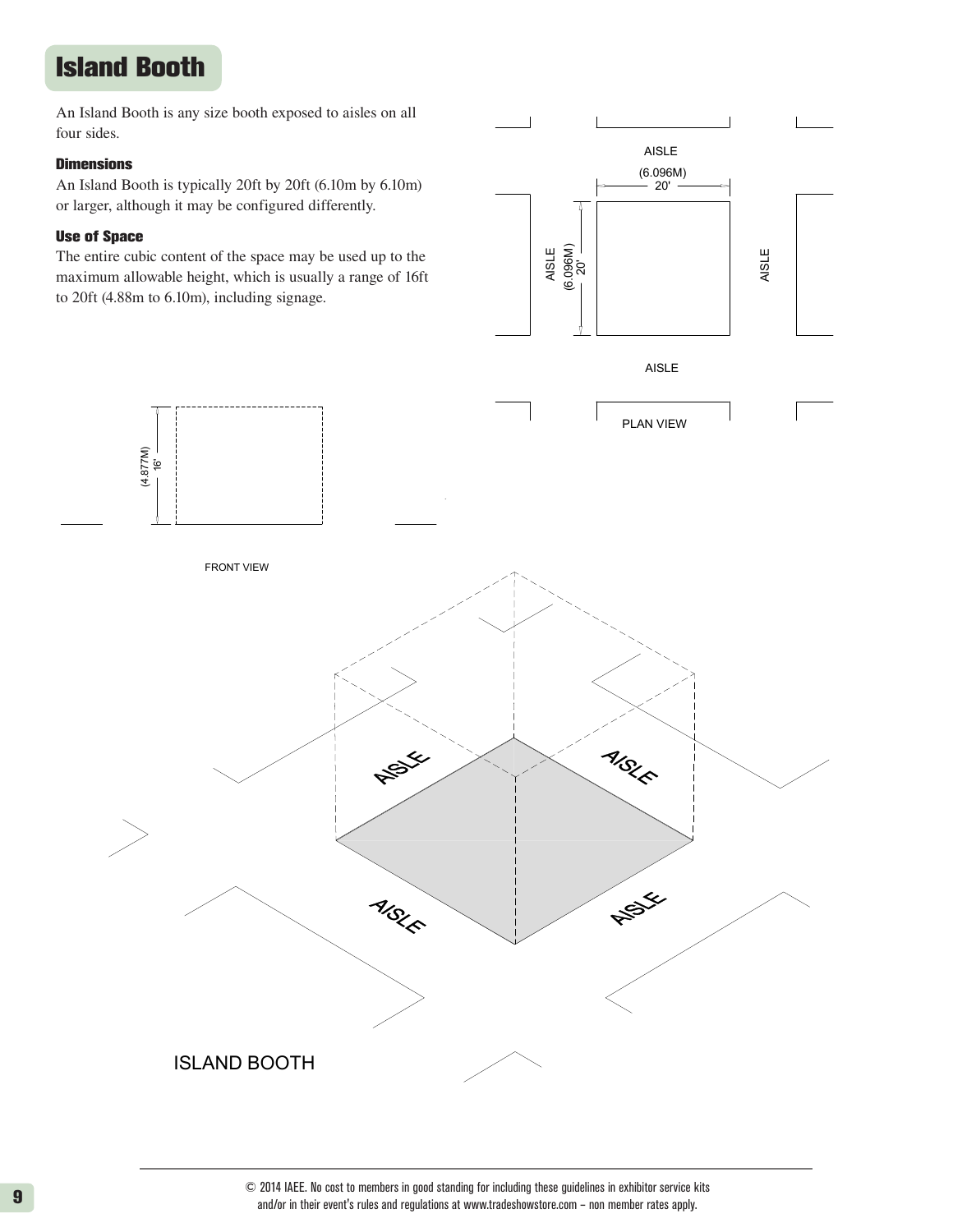# Island Booth

An Island Booth is any size booth exposed to aisles on all four sides.

### Dimensions

An Island Booth is typically 20ft by 20ft (6.10m by 6.10m) or larger, although it may be configured differently.

### Use of Space

The entire cubic content of the space may be used up to the maximum allowable height, which is usually a range of 16ft to 20ft (4.88m to 6.10m), including signage.

AISLE

(6.096M)
20'

AISLE (6.096M) 20'

AISLE

AISLE

PLAN VIEW

(4.877M) 16'

FRONT VIEW

AISLE AISLE AISLE AISLE

ISLAND BOOTH

© 2014 IAEE. No cost to members in good standing for including these guidelines in exhibitor service kits and/or in their event's rules and regulations at www.tradeshowstore.com – non member rates apply.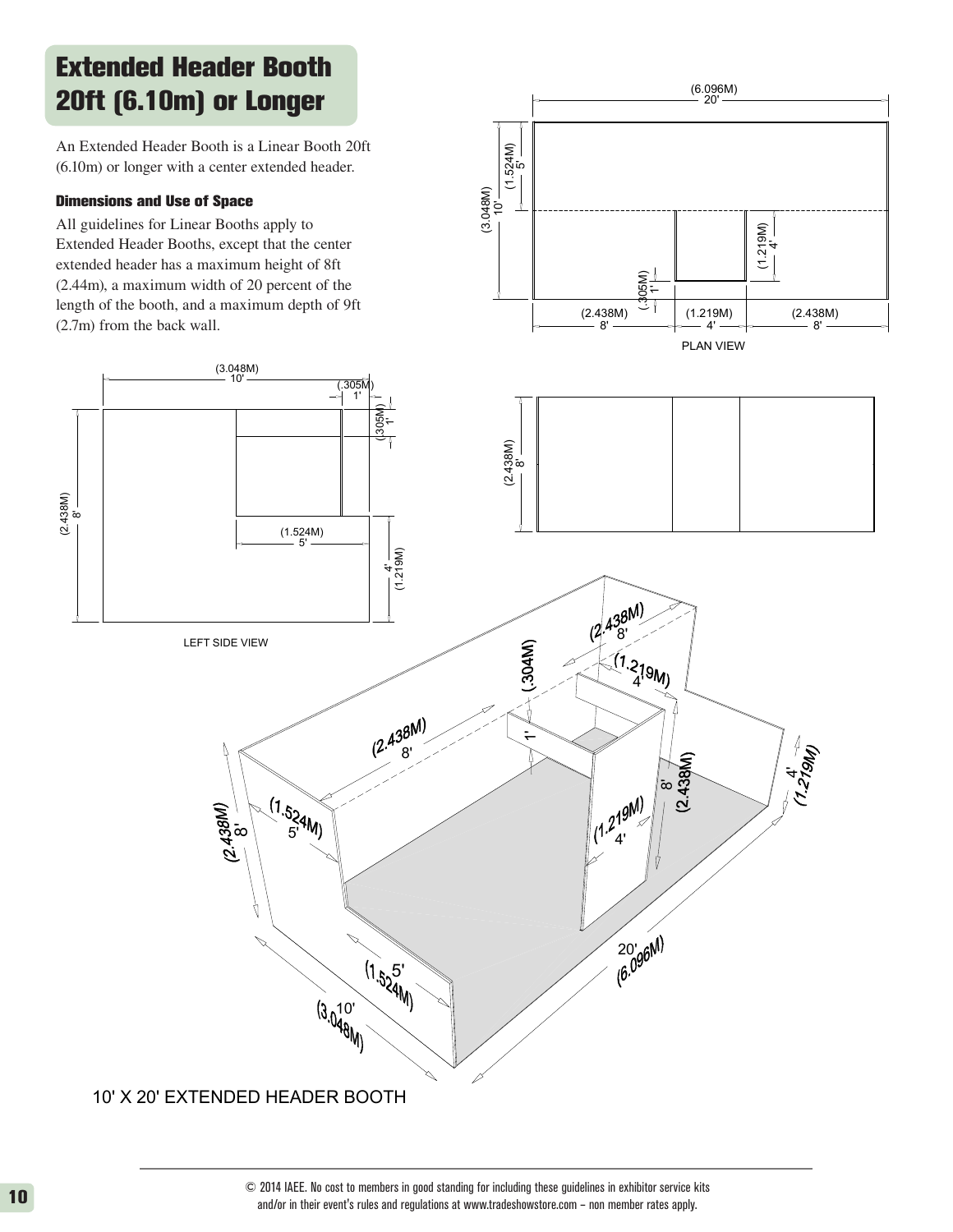# Extended Header Booth 20ft (6.10m) or Longer

An Extended Header Booth is a Linear Booth 20ft (6.10m) or longer with a center extended header.

### Dimensions and Use of Space

All guidelines for Linear Booths apply to Extended Header Booths, except that the center extended header has a maximum height of 8ft (2.44m), a maximum width of 20 percent of the length of the booth, and a maximum depth of 9ft (2.7m) from the back wall.

PLAN VIEW

LEFT SIDE VIEW

10' X 20' EXTENDED HEADER BOOTH

© 2014 IAEE. No cost to members in good standing for including these guidelines in exhibitor service kits and/or in their event's rules and regulations at www.tradeshowstore.com – non member rates apply.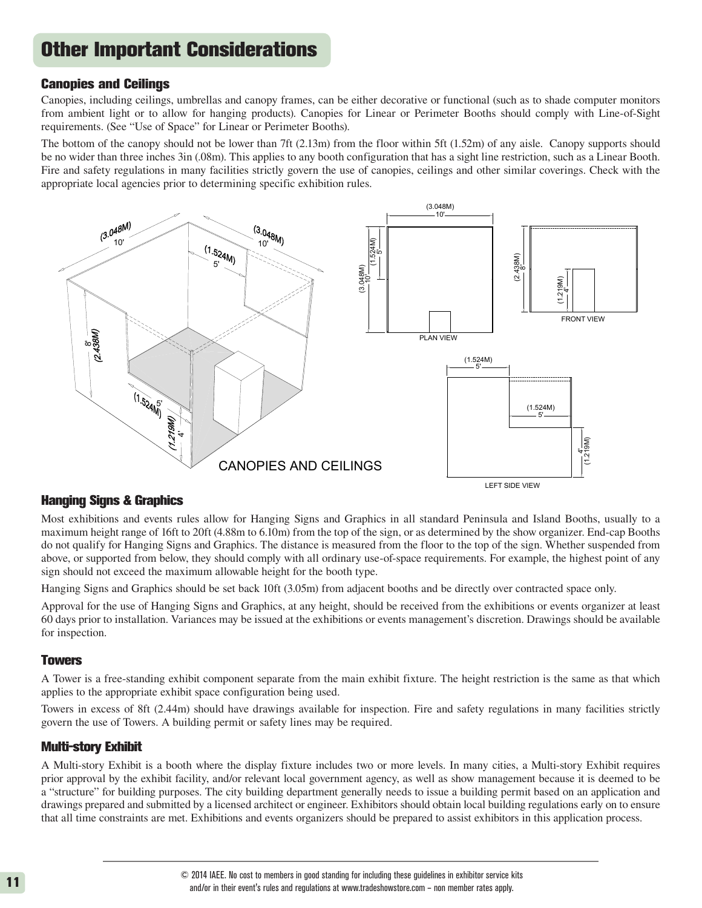# Other Important Considerations

## Canopies and Ceilings

Canopies, including ceilings, umbrellas and canopy frames, can be either decorative or functional (such as to shade computer monitors from ambient light or to allow for hanging products). Canopies for Linear or Perimeter Booths should comply with Line-of-Sight requirements. (See "Use of Space" for Linear or Perimeter Booths).

The bottom of the canopy should not be lower than 7ft (2.13m) from the floor within 5ft (1.52m) of any aisle. Canopy supports should be no wider than three inches 3in (.08m). This applies to any booth configuration that has a sight line restriction, such as a Linear Booth. Fire and safety regulations in many facilities strictly govern the use of canopies, ceilings and other similar coverings. Check with the appropriate local agencies prior to determining specific exhibition rules.

CANOPIES AND CEILINGS

## Hanging Signs & Graphics

Most exhibitions and events rules allow for Hanging Signs and Graphics in all standard Peninsula and Island Booths, usually to a maximum height range of 16ft to 20ft (4.88m to 6.10m) from the top of the sign, or as determined by the show organizer. End-cap Booths do not qualify for Hanging Signs and Graphics. The distance is measured from the floor to the top of the sign. Whether suspended from above, or supported from below, they should comply with all ordinary use-of-space requirements. For example, the highest point of any sign should not exceed the maximum allowable height for the booth type.

Hanging Signs and Graphics should be set back 10ft (3.05m) from adjacent booths and be directly over contracted space only.

Approval for the use of Hanging Signs and Graphics, at any height, should be received from the exhibitions or events organizer at least 60 days prior to installation. Variances may be issued at the exhibitions or events management's discretion. Drawings should be available for inspection.

## Towers

A Tower is a free-standing exhibit component separate from the main exhibit fixture. The height restriction is the same as that which applies to the appropriate exhibit space configuration being used.

Towers in excess of 8ft (2.44m) should have drawings available for inspection. Fire and safety regulations in many facilities strictly govern the use of Towers. A building permit or safety lines may be required.

## Multi-story Exhibit

A Multi-story Exhibit is a booth where the display fixture includes two or more levels. In many cities, a Multi-story Exhibit requires prior approval by the exhibit facility, and/or relevant local government agency, as well as show management because it is deemed to be a "structure" for building purposes. The city building department generally needs to issue a building permit based on an application and drawings prepared and submitted by a licensed architect or engineer. Exhibitors should obtain local building regulations early on to ensure that all time constraints are met. Exhibitions and events organizers should be prepared to assist exhibitors in this application process.

© 2014 IAEE. No cost to members in good standing for including these guidelines in exhibitor service kits and/or in their event's rules and regulations at www.tradeshowstore.com – non member rates apply.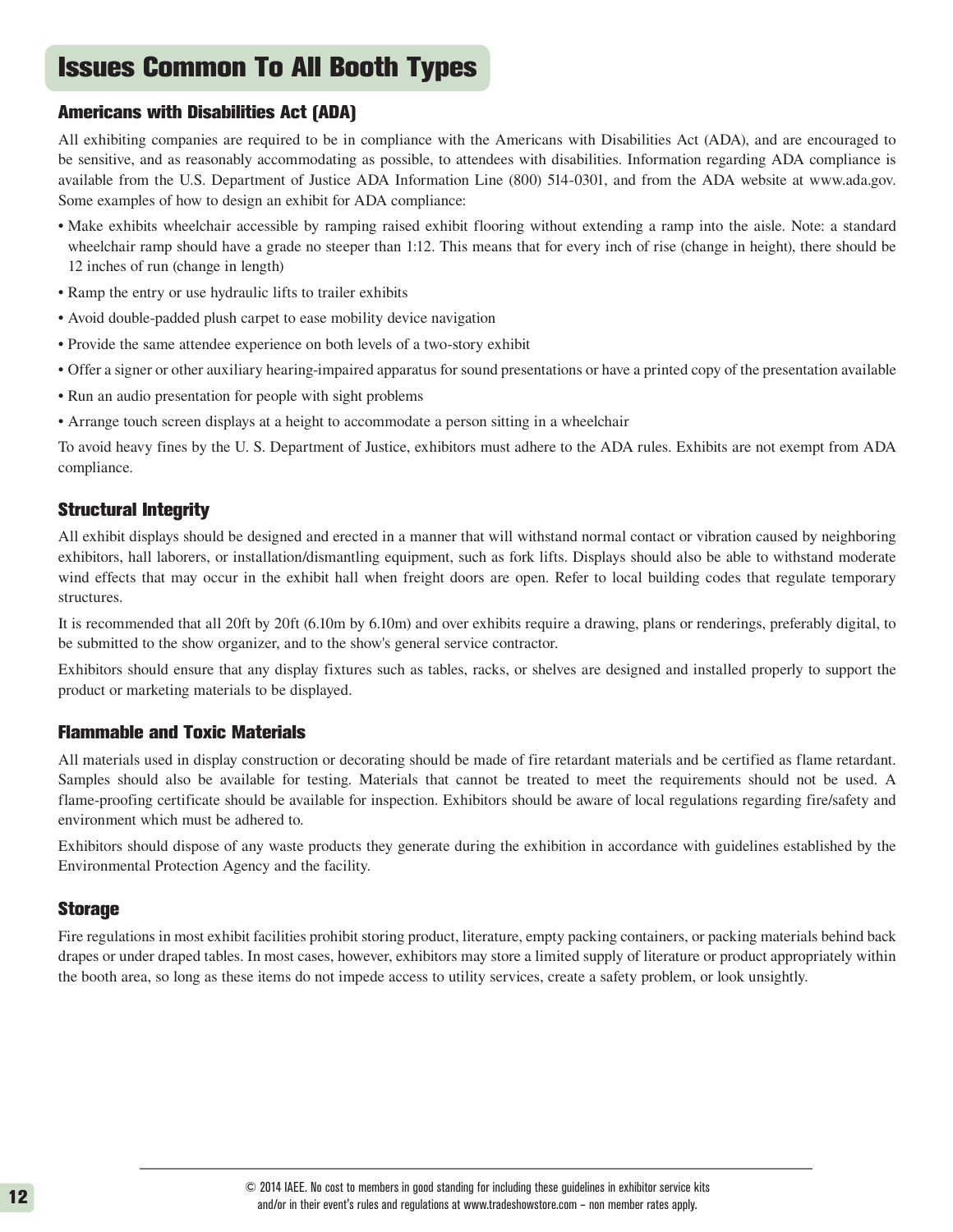# Issues Common To All Booth Types

## Americans with Disabilities Act (ADA)

All exhibiting companies are required to be in compliance with the Americans with Disabilities Act (ADA), and are encouraged to be sensitive, and as reasonably accommodating as possible, to attendees with disabilities. Information regarding ADA compliance is available from the U.S. Department of Justice ADA Information Line (800) 514-0301, and from the ADA website at www.ada.gov. Some examples of how to design an exhibit for ADA compliance:

- Make exhibits wheelchair accessible by ramping raised exhibit flooring without extending a ramp into the aisle. Note: a standard wheelchair ramp should have a grade no steeper than 1:12. This means that for every inch of rise (change in height), there should be 12 inches of run (change in length)
- Ramp the entry or use hydraulic lifts to trailer exhibits
- Avoid double-padded plush carpet to ease mobility device navigation
- Provide the same attendee experience on both levels of a two-story exhibit
- Offer a signer or other auxiliary hearing-impaired apparatus for sound presentations or have a printed copy of the presentation available
- Run an audio presentation for people with sight problems
- Arrange touch screen displays at a height to accommodate a person sitting in a wheelchair

To avoid heavy fines by the U. S. Department of Justice, exhibitors must adhere to the ADA rules. Exhibits are not exempt from ADA compliance.

## Structural Integrity

All exhibit displays should be designed and erected in a manner that will withstand normal contact or vibration caused by neighboring exhibitors, hall laborers, or installation/dismantling equipment, such as fork lifts. Displays should also be able to withstand moderate wind effects that may occur in the exhibit hall when freight doors are open. Refer to local building codes that regulate temporary structures.

It is recommended that all 20ft by 20ft (6.10m by 6.10m) and over exhibits require a drawing, plans or renderings, preferably digital, to be submitted to the show organizer, and to the show's general service contractor.

Exhibitors should ensure that any display fixtures such as tables, racks, or shelves are designed and installed properly to support the product or marketing materials to be displayed.

## Flammable and Toxic Materials

All materials used in display construction or decorating should be made of fire retardant materials and be certified as flame retardant. Samples should also be available for testing. Materials that cannot be treated to meet the requirements should not be used. A flame-proofing certificate should be available for inspection. Exhibitors should be aware of local regulations regarding fire/safety and environment which must be adhered to.

Exhibitors should dispose of any waste products they generate during the exhibition in accordance with guidelines established by the Environmental Protection Agency and the facility.

## Storage

Fire regulations in most exhibit facilities prohibit storing product, literature, empty packing containers, or packing materials behind back drapes or under draped tables. In most cases, however, exhibitors may store a limited supply of literature or product appropriately within the booth area, so long as these items do not impede access to utility services, create a safety problem, or look unsightly.

© 2014 IAEE. No cost to members in good standing for including these guidelines in exhibitor service kits and/or in their event's rules and regulations at www.tradeshowstore.com – non member rates apply.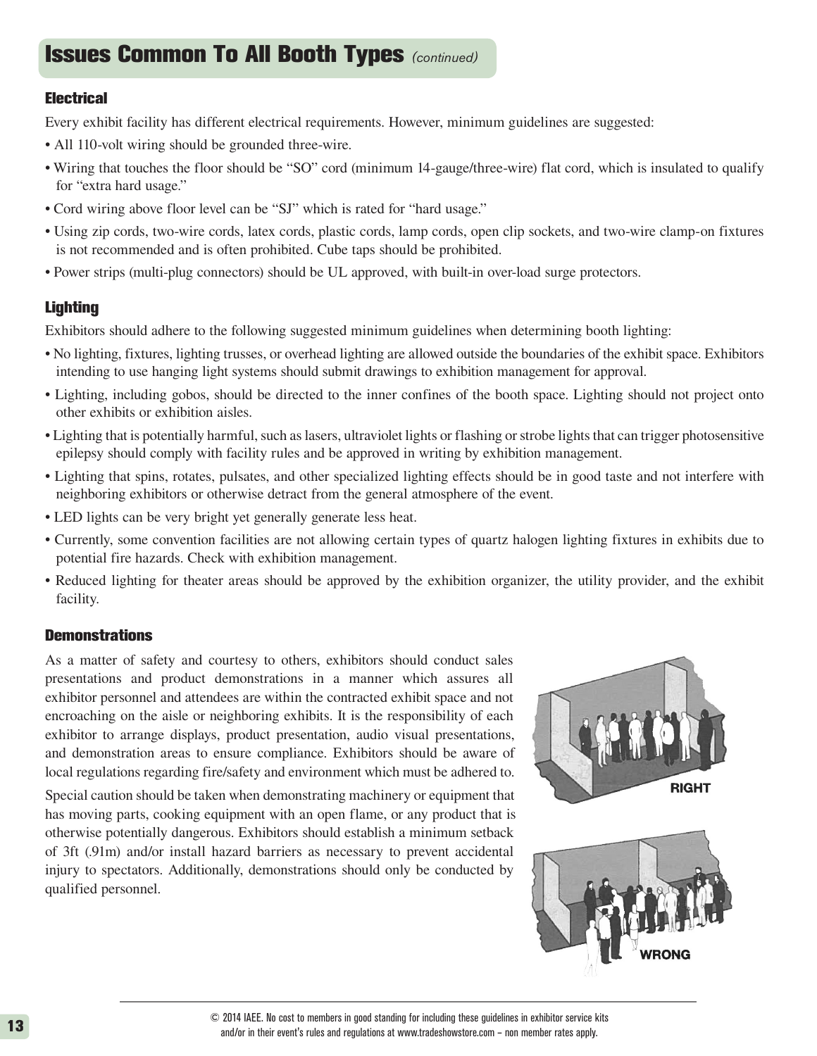## Issues Common To All Booth Types *(continued)*

### Electrical

Every exhibit facility has different electrical requirements. However, minimum guidelines are suggested:

- All 110-volt wiring should be grounded three-wire.
- Wiring that touches the floor should be "SO" cord (minimum 14-gauge/three-wire) flat cord, which is insulated to qualify for "extra hard usage."
- Cord wiring above floor level can be "SJ" which is rated for "hard usage."
- Using zip cords, two-wire cords, latex cords, plastic cords, lamp cords, open clip sockets, and two-wire clamp-on fixtures is not recommended and is often prohibited. Cube taps should be prohibited.
- Power strips (multi-plug connectors) should be UL approved, with built-in over-load surge protectors.

### Lighting

Exhibitors should adhere to the following suggested minimum guidelines when determining booth lighting:

- No lighting, fixtures, lighting trusses, or overhead lighting are allowed outside the boundaries of the exhibit space. Exhibitors intending to use hanging light systems should submit drawings to exhibition management for approval.
- Lighting, including gobos, should be directed to the inner confines of the booth space. Lighting should not project onto other exhibits or exhibition aisles.
- Lighting that is potentially harmful, such as lasers, ultraviolet lights or flashing or strobe lights that can trigger photosensitive epilepsy should comply with facility rules and be approved in writing by exhibition management.
- Lighting that spins, rotates, pulsates, and other specialized lighting effects should be in good taste and not interfere with neighboring exhibitors or otherwise detract from the general atmosphere of the event.
- LED lights can be very bright yet generally generate less heat.
- Currently, some convention facilities are not allowing certain types of quartz halogen lighting fixtures in exhibits due to potential fire hazards. Check with exhibition management.
- Reduced lighting for theater areas should be approved by the exhibition organizer, the utility provider, and the exhibit facility.

### Demonstrations

As a matter of safety and courtesy to others, exhibitors should conduct sales presentations and product demonstrations in a manner which assures all exhibitor personnel and attendees are within the contracted exhibit space and not encroaching on the aisle or neighboring exhibits. It is the responsibility of each exhibitor to arrange displays, product presentation, audio visual presentations, and demonstration areas to ensure compliance. Exhibitors should be aware of local regulations regarding fire/safety and environment which must be adhered to.

Special caution should be taken when demonstrating machinery or equipment that has moving parts, cooking equipment with an open flame, or any product that is otherwise potentially dangerous. Exhibitors should establish a minimum setback of 3ft (.91m) and/or install hazard barriers as necessary to prevent accidental injury to spectators. Additionally, demonstrations should only be conducted by qualified personnel.

RIGHT

WRONG

© 2014 IAEE. No cost to members in good standing for including these guidelines in exhibitor service kits and/or in their event's rules and regulations at www.tradeshowstore.com – non member rates apply.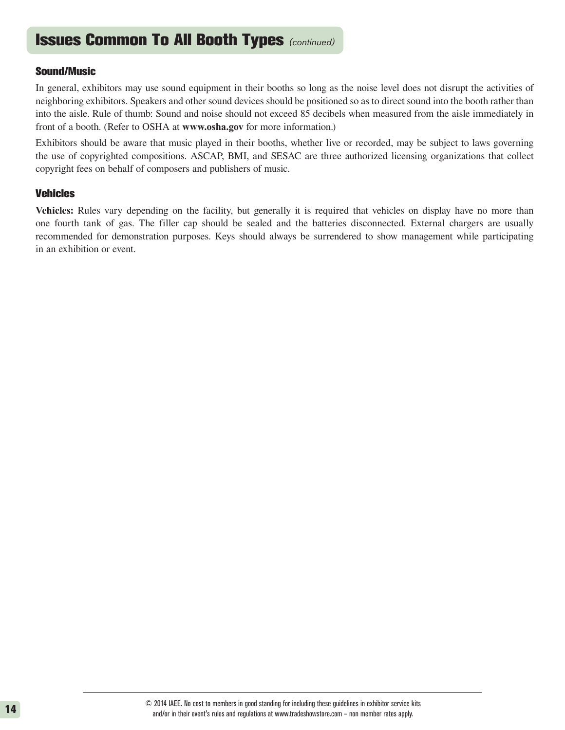# Issues Common To All Booth Types *(continued)*

### Sound/Music

In general, exhibitors may use sound equipment in their booths so long as the noise level does not disrupt the activities of neighboring exhibitors. Speakers and other sound devices should be positioned so as to direct sound into the booth rather than into the aisle. Rule of thumb: Sound and noise should not exceed 85 decibels when measured from the aisle immediately in front of a booth. (Refer to OSHA at **www.osha.gov** for more information.)

Exhibitors should be aware that music played in their booths, whether live or recorded, may be subject to laws governing the use of copyrighted compositions. ASCAP, BMI, and SESAC are three authorized licensing organizations that collect copyright fees on behalf of composers and publishers of music.

### Vehicles

**Vehicles:** Rules vary depending on the facility, but generally it is required that vehicles on display have no more than one fourth tank of gas. The filler cap should be sealed and the batteries disconnected. External chargers are usually recommended for demonstration purposes. Keys should always be surrendered to show management while participating in an exhibition or event.

© 2014 IAEE. No cost to members in good standing for including these guidelines in exhibitor service kits and/or in their event's rules and regulations at www.tradeshowstore.com – non member rates apply.